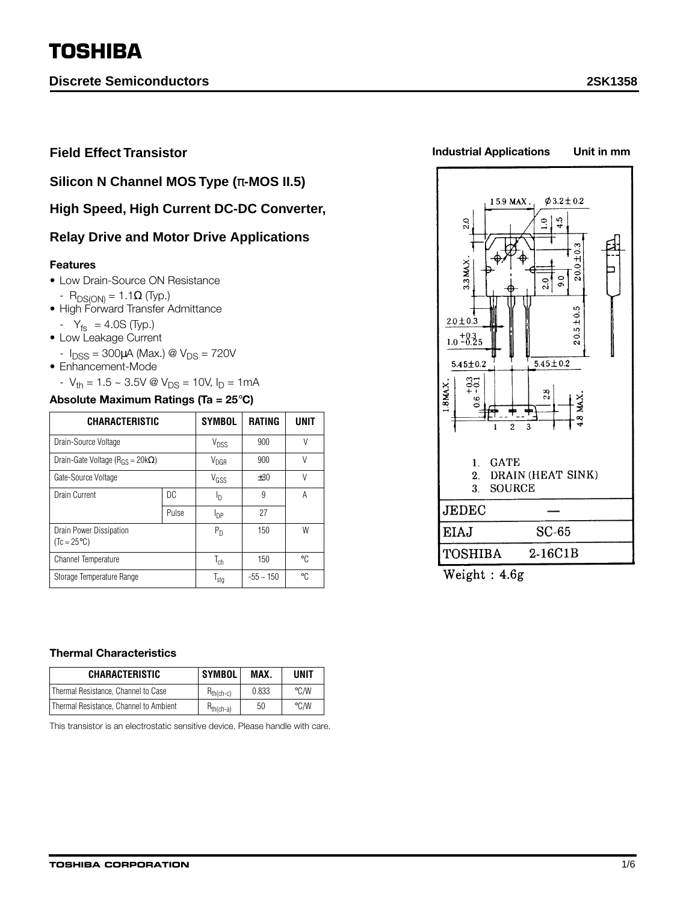TOSHIBA

Discrete Semiconductors — 2SK1358

## Field Effect Transistor

## Silicon N Channel MOS Type (π-MOS II.5)

## High Speed, High Current DC-DC Converter,

## Relay Drive and Motor Drive Applications

**Industrial Applications** — **Unit in mm**

### Features

- Low Drain-Source ON Resistance
  - $R_{DS(ON)}$ = 1.1Ω (Typ.)
- High Forward Transfer Admittance
  - $Y_{fs}$ = 4.0S (Typ.)
- Low Leakage Current
  - $I_{DSS}$ = 300μA (Max.) @ $V_{DS}$ = 720V
- Enhancement-Mode
  - $V_{th}$ = 1.5 ~ 3.5V @ $V_{DS}$ = 10V, $I_D$ = 1mA

### Absolute Maximum Ratings (Ta = 25°C)

| CHARACTERISTIC | | SYMBOL | RATING | UNIT |
|---|---|---|---|---|
| Drain-Source Voltage | | $V_{DSS}$ | 900 | V |
| Drain-Gate Voltage ($R_{GS}$ = 20kΩ) | | $V_{DGR}$ | 900 | V |
| Gate-Source Voltage | | $V_{GSS}$ | ±30 | V |
| Drain Current | DC | $I_D$ | 9 | A |
| | Pulse | $I_{DP}$ | 27 | |
| Drain Power Dissipation (Tc = 25°C) | | $P_D$ | 150 | W |
| Channel Temperature | | $T_{ch}$ | 150 | °C |
| Storage Temperature Range | | $T_{stg}$ | −55 ~ 150 | °C |

1. GATE
2. DRAIN (HEAT SINK)
3. SOURCE

| | |
|---|---|
| JEDEC | — |
| EIAJ | SC-65 |
| TOSHIBA | 2-16C1B |

Weight : 4.6g

### Thermal Characteristics

| CHARACTERISTIC | SYMBOL | MAX. | UNIT |
|---|---|---|---|
| Thermal Resistance, Channel to Case | $R_{th(ch-c)}$ | 0.833 | °C/W |
| Thermal Resistance, Channel to Ambient | $R_{th(ch-a)}$ | 50 | °C/W |

This transistor is an electrostatic sensitive device. Please handle with care.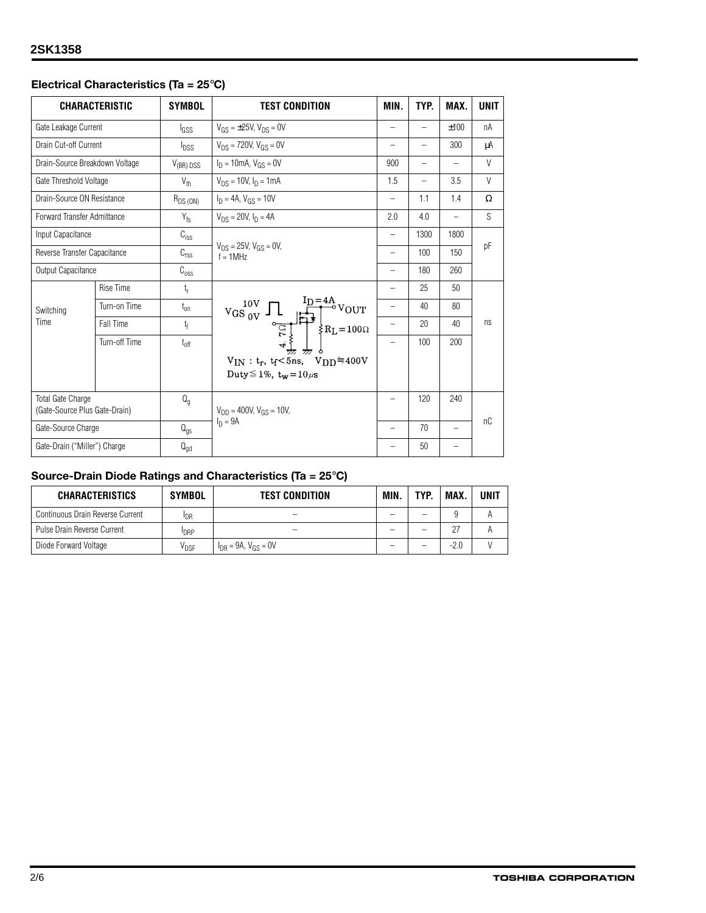## Electrical Characteristics (Ta = 25°C)

| CHARACTERISTIC | | SYMBOL | TEST CONDITION | MIN. | TYP. | MAX. | UNIT |
|---|---|---|---|---|---|---|---|
| Gate Leakage Current | | $I_{GSS}$ | $V_{GS}$ = ±25V, $V_{DS}$ = 0V | – | – | ±100 | nA |
| Drain Cut-off Current | | $I_{DSS}$ | $V_{DS}$ = 720V, $V_{GS}$ = 0V | – | – | 300 | μA |
| Drain-Source Breakdown Voltage | | $V_{(BR)\,DSS}$ | $I_D$ = 10mA, $V_{GS}$ = 0V | 900 | – | – | V |
| Gate Threshold Voltage | | $V_{th}$ | $V_{DS}$ = 10V, $I_D$ = 1mA | 1.5 | – | 3.5 | V |
| Drain-Source ON Resistance | | $R_{DS\,(ON)}$ | $I_D$ = 4A, $V_{GS}$ = 10V | – | 1.1 | 1.4 | Ω |
| Forward Transfer Admittance | | $Y_{fs}$ | $V_{DS}$ = 20V, $I_D$ = 4A | 2.0 | 4.0 | – | S |
| Input Capacitance | | $C_{iss}$ | $V_{DS}$ = 25V, $V_{GS}$ = 0V, f = 1MHz | – | 1300 | 1800 | pF |
| Reverse Transfer Capacitance | | $C_{rss}$ | | – | 100 | 150 | |
| Output Capacitance | | $C_{oss}$ | | – | 180 | 260 | |
| Switching Time | Rise Time | $t_r$ | $V_{GS}$ 10V / 0V, $I_D$ = 4A, $R_L$ = 100Ω, 4.7Ω, $V_{OUT}$; $V_{IN}$ : $t_r$, $t_f$ < 5ns, $V_{DD}$ ≒ 400V, Duty ≦ 1%, $t_w$ = 10μs | – | 25 | 50 | ns |
| | Turn-on Time | $t_{on}$ | | – | 40 | 80 | |
| | Fall Time | $t_f$ | | – | 20 | 40 | |
| | Turn-off Time | $t_{off}$ | | – | 100 | 200 | |
| Total Gate Charge (Gate-Source Plus Gate-Drain) | | $Q_g$ | $V_{DD}$ = 400V, $V_{GS}$ = 10V, $I_D$ = 9A | – | 120 | 240 | nC |
| Gate-Source Charge | | $Q_{gs}$ | | – | 70 | – | |
| Gate-Drain ("Miller") Charge | | $Q_{gd}$ | | – | 50 | – | |

## Source-Drain Diode Ratings and Characteristics (Ta = 25°C)

| CHARACTERISTICS | SYMBOL | TEST CONDITION | MIN. | TYP. | MAX. | UNIT |
|---|---|---|---|---|---|---|
| Continuous Drain Reverse Current | $I_{DR}$ | – | – | – | 9 | A |
| Pulse Drain Reverse Current | $I_{DRP}$ | – | – | – | 27 | A |
| Diode Forward Voltage | $V_{DSF}$ | $I_{DR}$ = 9A, $V_{GS}$ = 0V | – | – | -2.0 | V |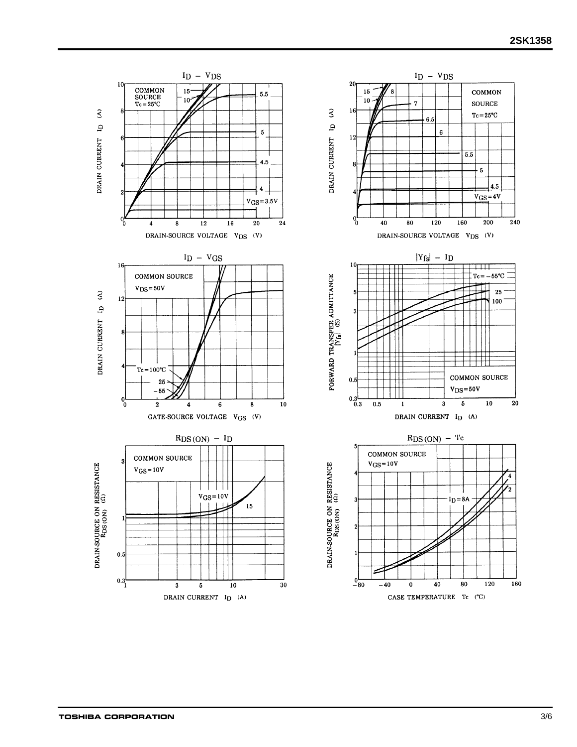## $I_D$ – $V_{DS}$

COMMON SOURCE
Tc = 25°C

DRAIN CURRENT $I_D$ (A)

DRAIN-SOURCE VOLTAGE $V_{DS}$ (V)

$V_{GS}$ = 3.5V, 4, 4.5, 5, 5.5, 10, 15

## $I_D$ – $V_{DS}$

COMMON SOURCE
Tc = 25°C

DRAIN CURRENT $I_D$ (A)

DRAIN-SOURCE VOLTAGE $V_{DS}$ (V)

$V_{GS}$ = 4V, 4.5, 5, 5.5, 6, 6.5, 7, 8, 10, 15

## $I_D$ – $V_{GS}$

COMMON SOURCE
$V_{DS}$ = 50V

DRAIN CURRENT $I_D$ (A)

GATE-SOURCE VOLTAGE $V_{GS}$ (V)

Tc = 100°C, 25, −55

## $|Y_{fs}|$ – $I_D$

COMMON SOURCE
$V_{DS}$ = 50V

FORWARD TRANSFER ADMITTANCE $|Y_{fs}|$ (S)

DRAIN CURRENT $I_D$ (A)

Tc = −55°C, 25, 100

## $R_{DS(ON)}$ – $I_D$

COMMON SOURCE
$V_{GS}$ = 10V

DRAIN-SOURCE ON RESISTANCE $R_{DS(ON)}$ (Ω)

DRAIN CURRENT $I_D$ (A)

$V_{GS}$ = 10V, 15

## $R_{DS(ON)}$ – Tc

COMMON SOURCE
$V_{GS}$ = 10V

DRAIN-SOURCE ON RESISTANCE $R_{DS(ON)}$ (Ω)

CASE TEMPERATURE Tc (°C)

$I_D$ = 8A, 4, 2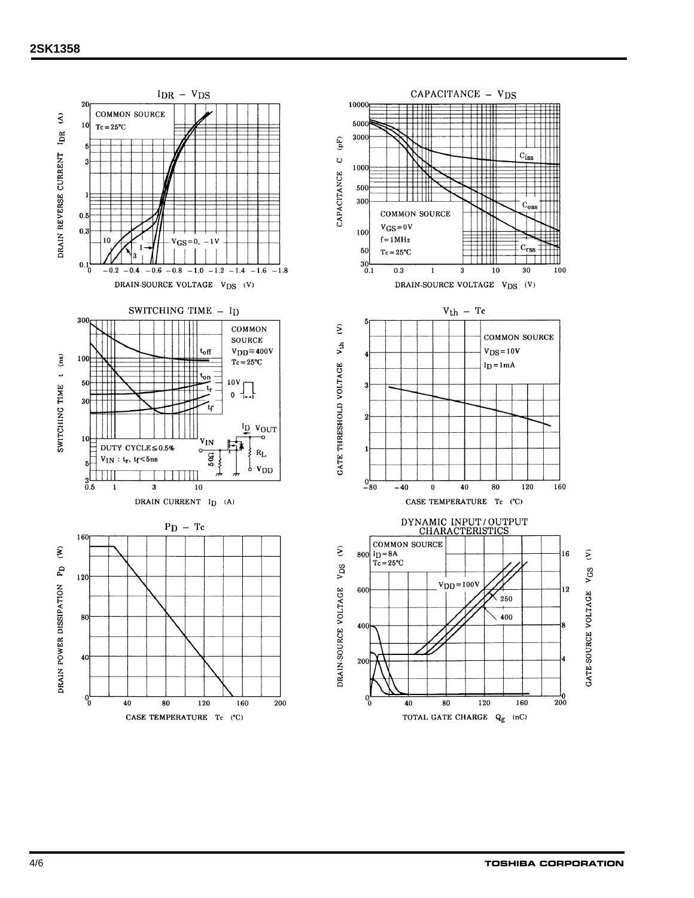## $I_{DR}$ – $V_{DS}$

COMMON SOURCE
Tc = 25°C

DRAIN REVERSE CURRENT $I_{DR}$ (A)

DRAIN-SOURCE VOLTAGE $V_{DS}$ (V)

$V_{GS}$ = 0, −1V

10, 1, 3

## CAPACITANCE – $V_{DS}$

COMMON SOURCE
$V_{GS}$ = 0V
f = 1MHz
Tc = 25°C

$C_{iss}$, $C_{oss}$, $C_{rss}$

CAPACITANCE C (pF)

DRAIN-SOURCE VOLTAGE $V_{DS}$ (V)

## SWITCHING TIME – $I_D$

COMMON SOURCE
$V_{DD}$ ≒ 400V
Tc = 25°C

$t_{off}$, $t_{on}$, $t_r$, $t_f$

DUTY CYCLE ≦ 0.5%
$V_{IN}$ : $t_r$, $t_f$ < 5ns

$V_{IN}$, $I_D$, $V_{OUT}$, $R_L$, $V_{DD}$, 50Ω

SWITCHING TIME t (ns)

DRAIN CURRENT $I_D$ (A)

## $V_{th}$ – Tc

COMMON SOURCE
$V_{DS}$ = 10V
$I_D$ = 1mA

GATE THRESHOLD VOLTAGE $V_{th}$ (V)

CASE TEMPERATURE Tc (°C)

## $P_D$ – Tc

DRAIN POWER DISSIPATION $P_D$ (W)

CASE TEMPERATURE Tc (°C)

## DYNAMIC INPUT / OUTPUT CHARACTERISTICS

COMMON SOURCE
$I_D$ = 8A
Tc = 25°C

$V_{DD}$ = 100V, 250, 400

DRAIN-SOURCE VOLTAGE $V_{DS}$ (V)

GATE-SOURCE VOLTAGE $V_{GS}$ (V)

TOTAL GATE CHARGE $Q_g$ (nC)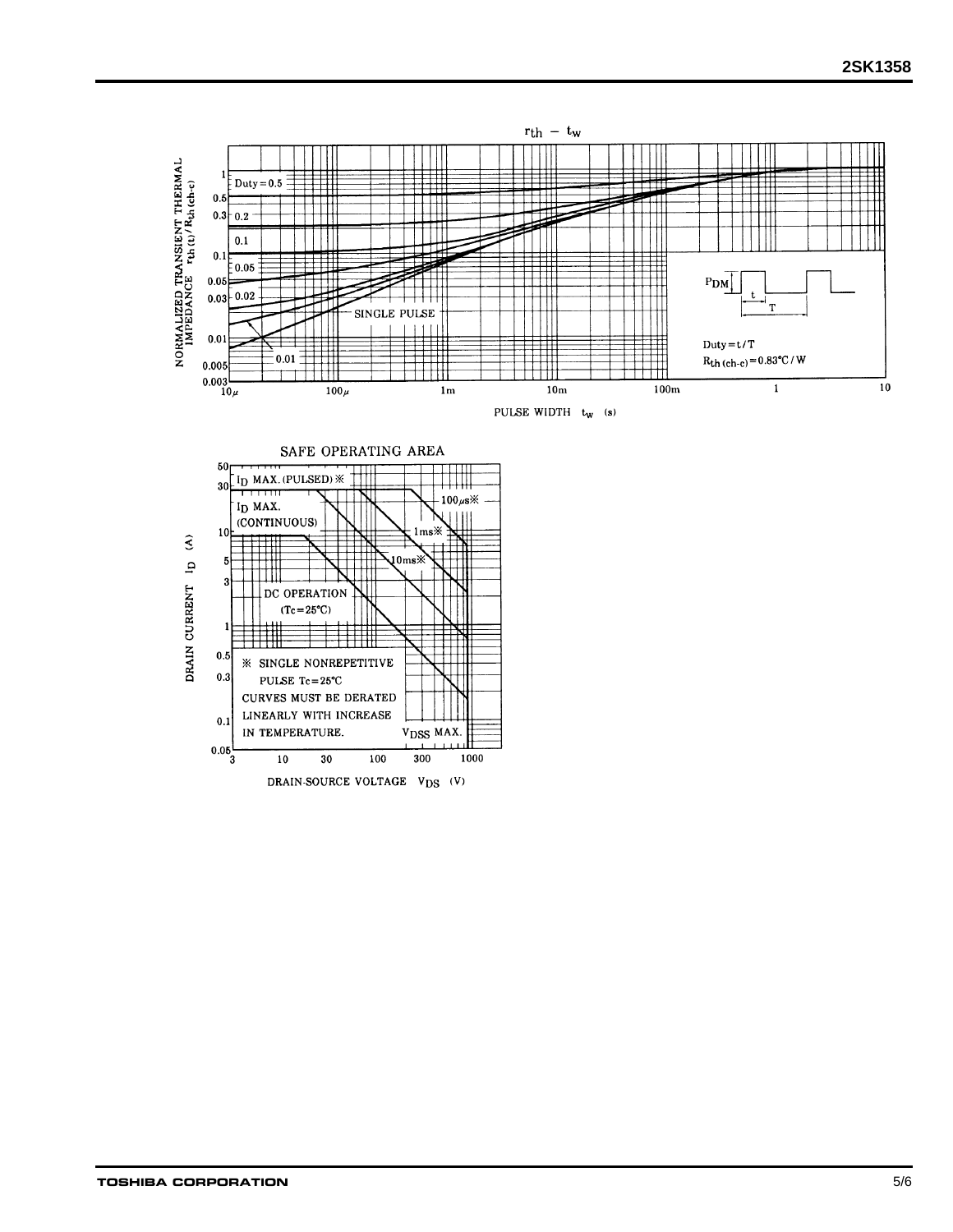## $r_{th}$ – $t_w$

NORMALIZED TRANSIENT THERMAL IMPEDANCE $r_{th(t)}/R_{th(ch-c)}$

Duty = 0.5

0.2

0.1

0.05

0.02

0.01

SINGLE PULSE

$P_{DM}$

t

T

Duty = t/T

$R_{th(ch-c)} = 0.83°C/W$

PULSE WIDTH $t_w$ (s)

## SAFE OPERATING AREA

DRAIN CURRENT $I_D$ (A)

$I_D$ MAX. (PULSED) ※

$I_D$ MAX. (CONTINUOUS)

100 μs※

1ms※

10ms※

DC OPERATION ($T_c = 25°C$)

※ SINGLE NONREPETITIVE PULSE $T_c = 25°C$

CURVES MUST BE DERATED LINEARLY WITH INCREASE IN TEMPERATURE.

$V_{DSS}$ MAX.

DRAIN-SOURCE VOLTAGE $V_{DS}$ (V)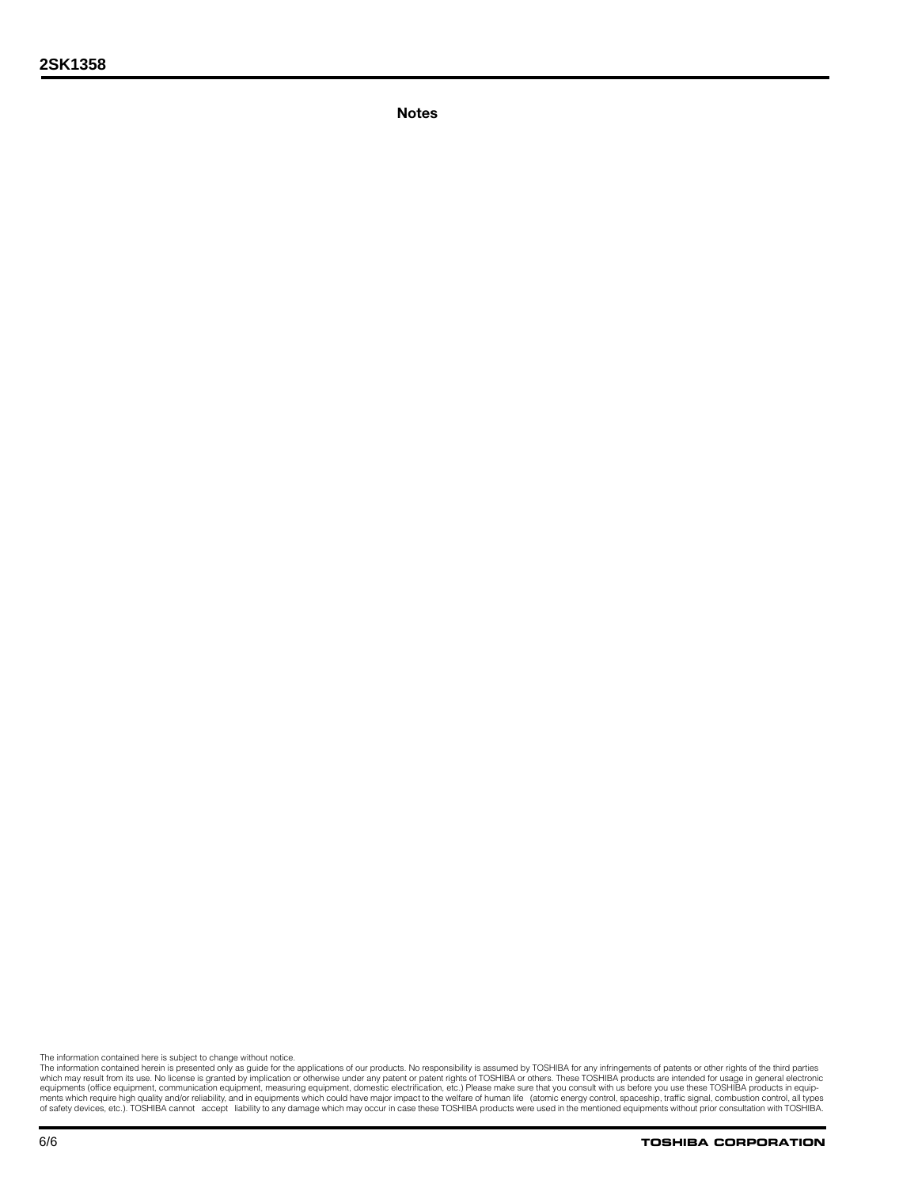## Notes

The information contained here is subject to change without notice.
The information contained herein is presented only as guide for the applications of our products. No responsibility is assumed by TOSHIBA for any infringements of patents or other rights of the third parties which may result from its use. No license is granted by implication or otherwise under any patent or patent rights of TOSHIBA or others. These TOSHIBA products are intended for usage in general electronic equipments (office equipment, communication equipment, measuring equipment, domestic electrification, etc.) Please make sure that you consult with us before you use these TOSHIBA products in equipments which require high quality and/or reliability, and in equipments which could have major impact to the welfare of human life (atomic energy control, spaceship, traffic signal, combustion control, all types of safety devices, etc.). TOSHIBA cannot accept liability to any damage which may occur in case these TOSHIBA products were used in the mentioned equipments without prior consultation with TOSHIBA.